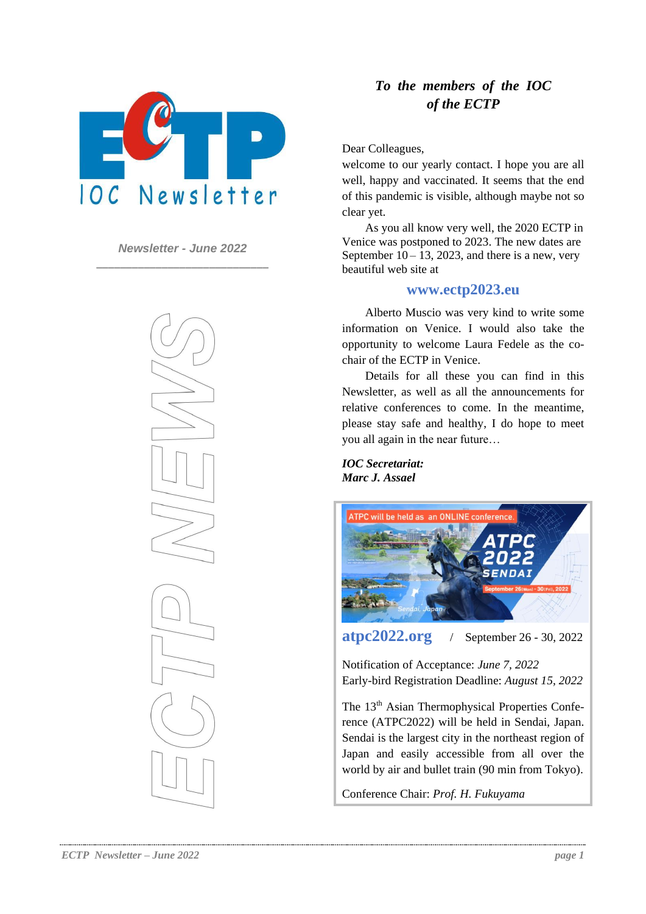# ECTP IOC Newsletter

*Newsletter - June 2022*

ECTP NEWS

## *To the members of the IOC of the ECTP*

Dear Colleagues,

welcome to our yearly contact. I hope you are all well, happy and vaccinated. It seems that the end of this pandemic is visible, although maybe not so clear yet.

As you all know very well, the 2020 ECTP in Venice was postponed to 2023. The new dates are September 10 – 13, 2023, and there is a new, very beautiful web site at

**www.ectp2023.eu**

Alberto Muscio was very kind to write some information on Venice. I would also take the opportunity to welcome Laura Fedele as the co-chair of the ECTP in Venice.

Details for all these you can find in this Newsletter, as well as all the announcements for relative conferences to come. In the meantime, please stay safe and healthy, I do hope to meet you all again in the near future…

***IOC Secretariat:***
***Marc J. Assael***

---

ATPC will be held as an ONLINE conference.

ATPC 2022 SENDAI

September 26 (Mon) - 30 (Fri), 2022

Sendai, Japan

**atpc2022.org** / September 26 - 30, 2022

Notification of Acceptance: *June 7, 2022*
Early-bird Registration Deadline: *August 15, 2022*

The 13th Asian Thermophysical Properties Conference (ATPC2022) will be held in Sendai, Japan. Sendai is the largest city in the northeast region of Japan and easily accessible from all over the world by air and bullet train (90 min from Tokyo).

Conference Chair: *Prof. H. Fukuyama*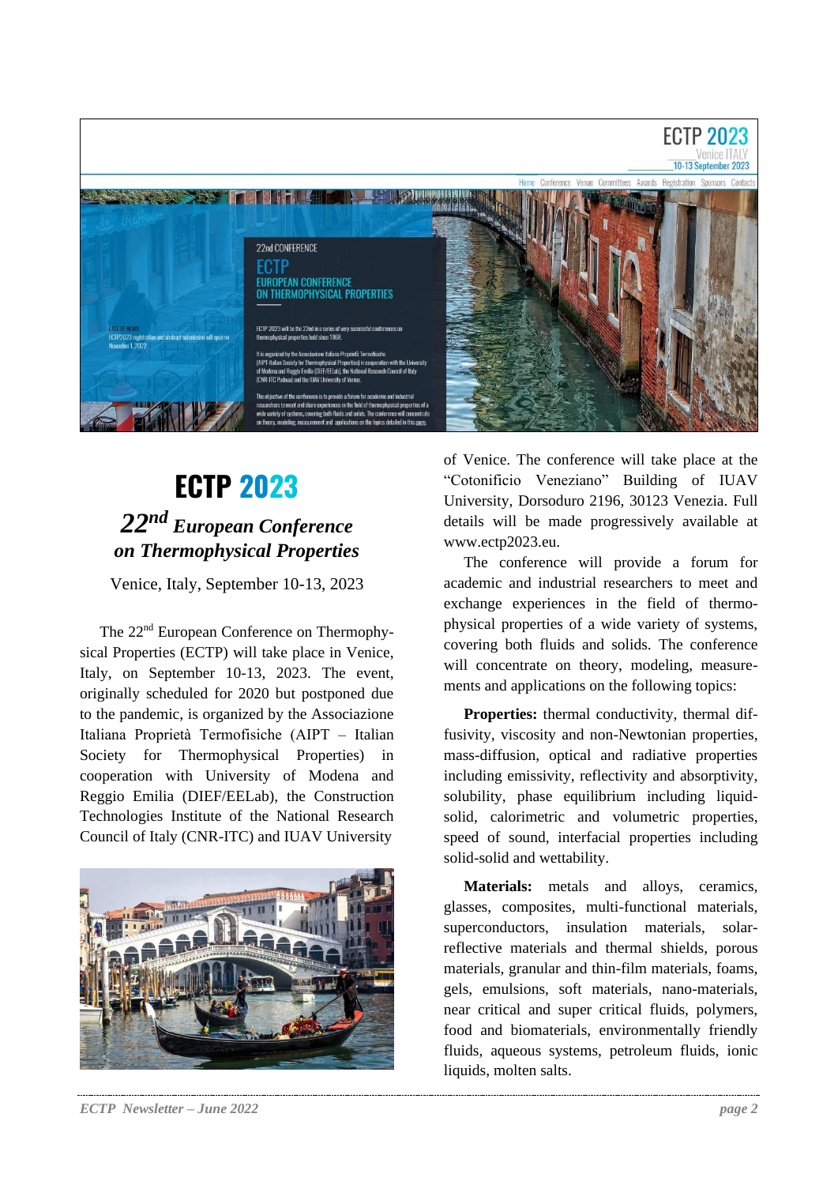# ECTP 2023

## *22nd European Conference on Thermophysical Properties*

Venice, Italy, September 10-13, 2023

The 22nd European Conference on Thermophysical Properties (ECTP) will take place in Venice, Italy, on September 10-13, 2023. The event, originally scheduled for 2020 but postponed due to the pandemic, is organized by the Associazione Italiana Proprietà Termofisiche (AIPT – Italian Society for Thermophysical Properties) in cooperation with University of Modena and Reggio Emilia (DIEF/EELab), the Construction Technologies Institute of the National Research Council of Italy (CNR-ITC) and IUAV University of Venice. The conference will take place at the "Cotonificio Veneziano" Building of IUAV University, Dorsoduro 2196, 30123 Venezia. Full details will be made progressively available at www.ectp2023.eu.

The conference will provide a forum for academic and industrial researchers to meet and exchange experiences in the field of thermophysical properties of a wide variety of systems, covering both fluids and solids. The conference will concentrate on theory, modeling, measurements and applications on the following topics:

**Properties:** thermal conductivity, thermal diffusivity, viscosity and non-Newtonian properties, mass-diffusion, optical and radiative properties including emissivity, reflectivity and absorptivity, solubility, phase equilibrium including liquid-solid, calorimetric and volumetric properties, speed of sound, interfacial properties including solid-solid and wettability.

**Materials:** metals and alloys, ceramics, glasses, composites, multi-functional materials, superconductors, insulation materials, solar-reflective materials and thermal shields, porous materials, granular and thin-film materials, foams, gels, emulsions, soft materials, nano-materials, near critical and super critical fluids, polymers, food and biomaterials, environmentally friendly fluids, aqueous systems, petroleum fluids, ionic liquids, molten salts.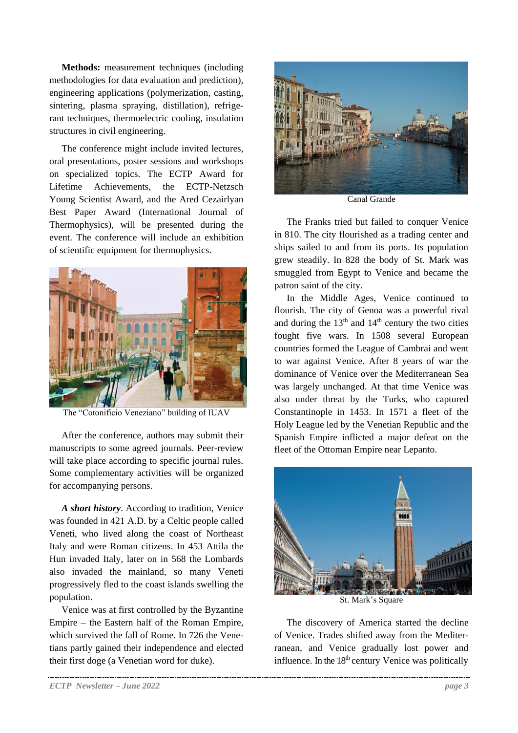**Methods:** measurement techniques (including methodologies for data evaluation and prediction), engineering applications (polymerization, casting, sintering, plasma spraying, distillation), refrigerant techniques, thermoelectric cooling, insulation structures in civil engineering.

The conference might include invited lectures, oral presentations, poster sessions and workshops on specialized topics. The ECTP Award for Lifetime Achievements, the ECTP-Netzsch Young Scientist Award, and the Ared Cezairlyan Best Paper Award (International Journal of Thermophysics), will be presented during the event. The conference will include an exhibition of scientific equipment for thermophysics.

The "Cotonificio Veneziano" building of IUAV

After the conference, authors may submit their manuscripts to some agreed journals. Peer-review will take place according to specific journal rules. Some complementary activities will be organized for accompanying persons.

***A short history***. According to tradition, Venice was founded in 421 A.D. by a Celtic people called Veneti, who lived along the coast of Northeast Italy and were Roman citizens. In 453 Attila the Hun invaded Italy, later on in 568 the Lombards also invaded the mainland, so many Veneti progressively fled to the coast islands swelling the population.

Venice was at first controlled by the Byzantine Empire – the Eastern half of the Roman Empire, which survived the fall of Rome. In 726 the Venetians partly gained their independence and elected their first doge (a Venetian word for duke).

Canal Grande

The Franks tried but failed to conquer Venice in 810. The city flourished as a trading center and ships sailed to and from its ports. Its population grew steadily. In 828 the body of St. Mark was smuggled from Egypt to Venice and became the patron saint of the city.

In the Middle Ages, Venice continued to flourish. The city of Genoa was a powerful rival and during the 13th and 14th century the two cities fought five wars. In 1508 several European countries formed the League of Cambrai and went to war against Venice. After 8 years of war the dominance of Venice over the Mediterranean Sea was largely unchanged. At that time Venice was also under threat by the Turks, who captured Constantinople in 1453. In 1571 a fleet of the Holy League led by the Venetian Republic and the Spanish Empire inflicted a major defeat on the fleet of the Ottoman Empire near Lepanto.

St. Mark's Square

The discovery of America started the decline of Venice. Trades shifted away from the Mediterranean, and Venice gradually lost power and influence. In the 18th century Venice was politically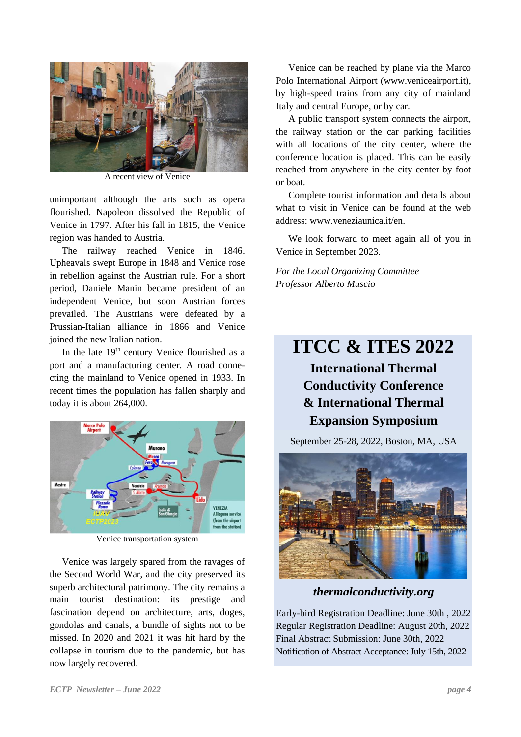A recent view of Venice

unimportant although the arts such as opera flourished. Napoleon dissolved the Republic of Venice in 1797. After his fall in 1815, the Venice region was handed to Austria.

The railway reached Venice in 1846. Upheavals swept Europe in 1848 and Venice rose in rebellion against the Austrian rule. For a short period, Daniele Manin became president of an independent Venice, but soon Austrian forces prevailed. The Austrians were defeated by a Prussian-Italian alliance in 1866 and Venice joined the new Italian nation.

In the late 19$^{th}$ century Venice flourished as a port and a manufacturing center. A road connecting the mainland to Venice opened in 1933. In recent times the population has fallen sharply and today it is about 264,000.

Venice transportation system

Venice was largely spared from the ravages of the Second World War, and the city preserved its superb architectural patrimony. The city remains a main tourist destination: its prestige and fascination depend on architecture, arts, doges, gondolas and canals, a bundle of sights not to be missed. In 2020 and 2021 it was hit hard by the collapse in tourism due to the pandemic, but has now largely recovered.

Venice can be reached by plane via the Marco Polo International Airport (www.veniceairport.it), by high-speed trains from any city of mainland Italy and central Europe, or by car.

A public transport system connects the airport, the railway station or the car parking facilities with all locations of the city center, where the conference location is placed. This can be easily reached from anywhere in the city center by foot or boat.

Complete tourist information and details about what to visit in Venice can be found at the web address: www.veneziaunica.it/en.

We look forward to meet again all of you in Venice in September 2023.

*For the Local Organizing Committee*
*Professor Alberto Muscio*

# ITCC & ITES 2022

## International Thermal Conductivity Conference & International Thermal Expansion Symposium

September 25-28, 2022, Boston, MA, USA

***thermalconductivity.org***

Early-bird Registration Deadline: June 30th , 2022
Regular Registration Deadline: August 20th, 2022
Final Abstract Submission: June 30th, 2022
Notification of Abstract Acceptance: July 15th, 2022